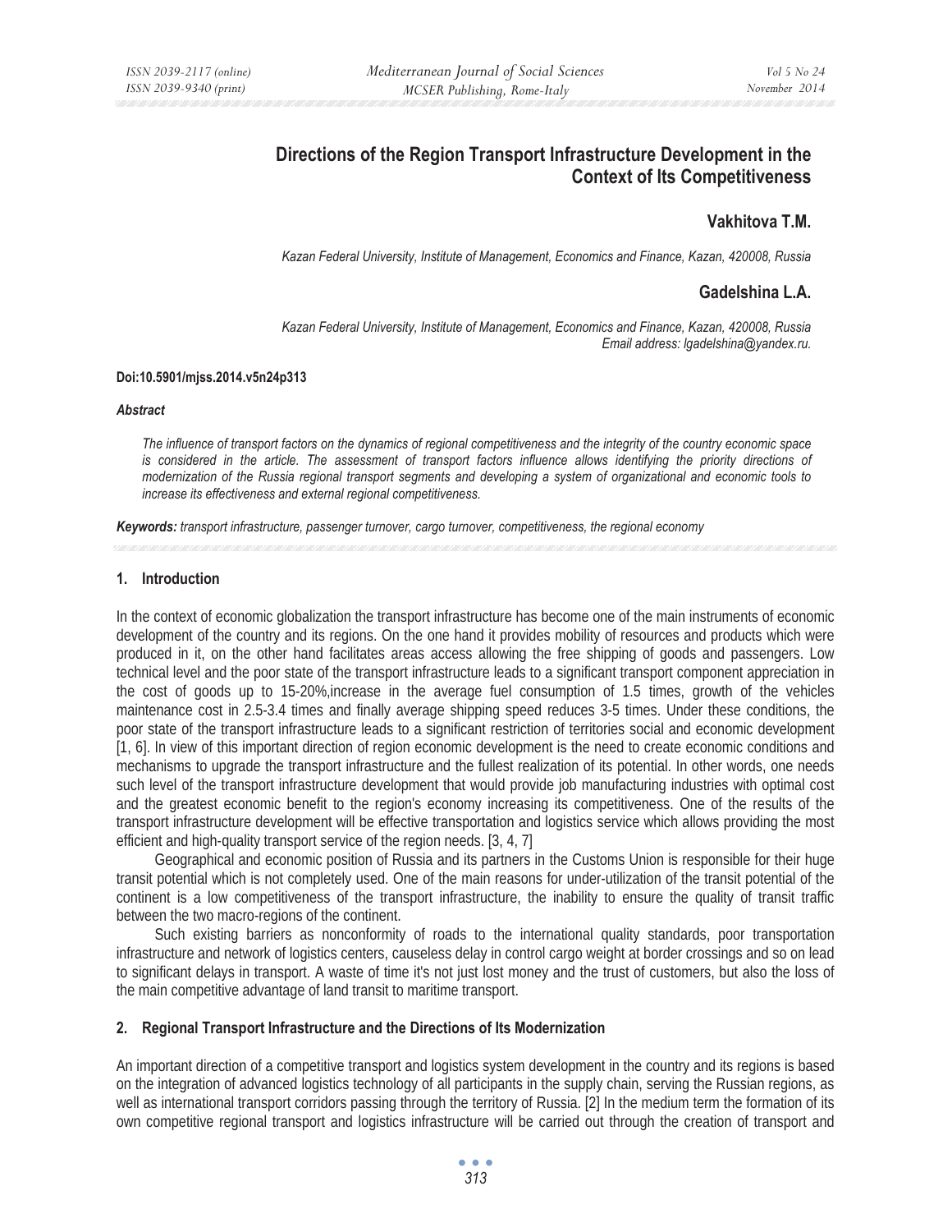# Directions of the Region Transport Infrastructure Development in the Context of Its Competitiveness

**Vakhitova T.M.**

*Kazan Federal University, Institute of Management, Economics and Finance, Kazan, 420008, Russia*

**Gadelshina L.A.**

*Kazan Federal University, Institute of Management, Economics and Finance, Kazan, 420008, Russia*
*Email address: lgadelshina@yandex.ru.*

**Doi:10.5901/mjss.2014.v5n24p313**

***Abstract***

*The influence of transport factors on the dynamics of regional competitiveness and the integrity of the country economic space is considered in the article. The assessment of transport factors influence allows identifying the priority directions of modernization of the Russia regional transport segments and developing a system of organizational and economic tools to increase its effectiveness and external regional competitiveness.*

***Keywords:*** *transport infrastructure, passenger turnover, cargo turnover, competitiveness, the regional economy*

## 1. Introduction

In the context of economic globalization the transport infrastructure has become one of the main instruments of economic development of the country and its regions. On the one hand it provides mobility of resources and products which were produced in it, on the other hand facilitates areas access allowing the free shipping of goods and passengers. Low technical level and the poor state of the transport infrastructure leads to a significant transport component appreciation in the cost of goods up to 15-20%,increase in the average fuel consumption of 1.5 times, growth of the vehicles maintenance cost in 2.5-3.4 times and finally average shipping speed reduces 3-5 times. Under these conditions, the poor state of the transport infrastructure leads to a significant restriction of territories social and economic development [1, 6]. In view of this important direction of region economic development is the need to create economic conditions and mechanisms to upgrade the transport infrastructure and the fullest realization of its potential. In other words, one needs such level of the transport infrastructure development that would provide job manufacturing industries with optimal cost and the greatest economic benefit to the region's economy increasing its competitiveness. One of the results of the transport infrastructure development will be effective transportation and logistics service which allows providing the most efficient and high-quality transport service of the region needs. [3, 4, 7]

Geographical and economic position of Russia and its partners in the Customs Union is responsible for their huge transit potential which is not completely used. One of the main reasons for under-utilization of the transit potential of the continent is a low competitiveness of the transport infrastructure, the inability to ensure the quality of transit traffic between the two macro-regions of the continent.

Such existing barriers as nonconformity of roads to the international quality standards, poor transportation infrastructure and network of logistics centers, causeless delay in control cargo weight at border crossings and so on lead to significant delays in transport. A waste of time it's not just lost money and the trust of customers, but also the loss of the main competitive advantage of land transit to maritime transport.

## 2. Regional Transport Infrastructure and the Directions of Its Modernization

An important direction of a competitive transport and logistics system development in the country and its regions is based on the integration of advanced logistics technology of all participants in the supply chain, serving the Russian regions, as well as international transport corridors passing through the territory of Russia. [2] In the medium term the formation of its own competitive regional transport and logistics infrastructure will be carried out through the creation of transport and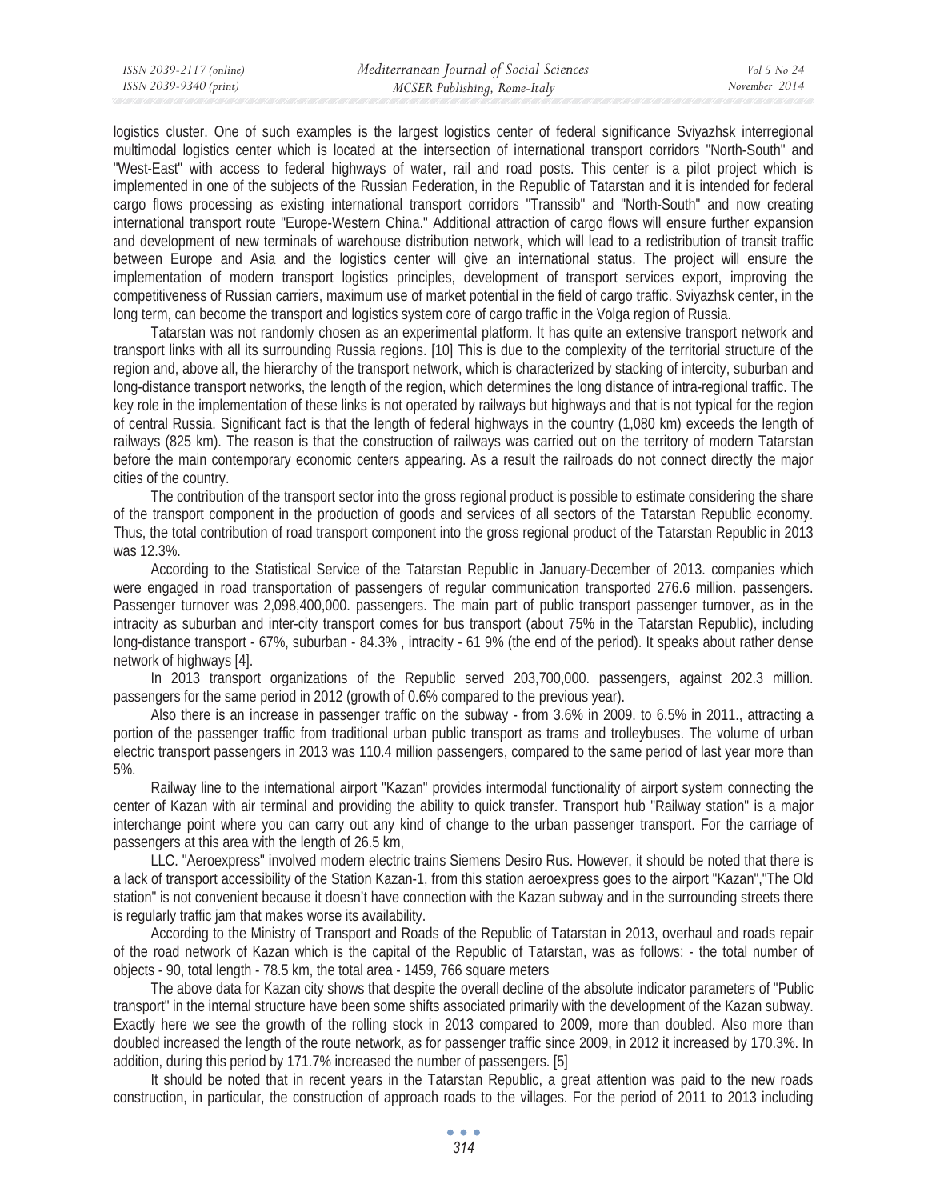logistics cluster. One of such examples is the largest logistics center of federal significance Sviyazhsk interregional multimodal logistics center which is located at the intersection of international transport corridors "North-South" and "West-East" with access to federal highways of water, rail and road posts. This center is a pilot project which is implemented in one of the subjects of the Russian Federation, in the Republic of Tatarstan and it is intended for federal cargo flows processing as existing international transport corridors "Transsib" and "North-South" and now creating international transport route "Europe-Western China." Additional attraction of cargo flows will ensure further expansion and development of new terminals of warehouse distribution network, which will lead to a redistribution of transit traffic between Europe and Asia and the logistics center will give an international status. The project will ensure the implementation of modern transport logistics principles, development of transport services export, improving the competitiveness of Russian carriers, maximum use of market potential in the field of cargo traffic. Sviyazhsk center, in the long term, can become the transport and logistics system core of cargo traffic in the Volga region of Russia.

Tatarstan was not randomly chosen as an experimental platform. It has quite an extensive transport network and transport links with all its surrounding Russia regions. [10] This is due to the complexity of the territorial structure of the region and, above all, the hierarchy of the transport network, which is characterized by stacking of intercity, suburban and long-distance transport networks, the length of the region, which determines the long distance of intra-regional traffic. The key role in the implementation of these links is not operated by railways but highways and that is not typical for the region of central Russia. Significant fact is that the length of federal highways in the country (1,080 km) exceeds the length of railways (825 km). The reason is that the construction of railways was carried out on the territory of modern Tatarstan before the main contemporary economic centers appearing. As a result the railroads do not connect directly the major cities of the country.

The contribution of the transport sector into the gross regional product is possible to estimate considering the share of the transport component in the production of goods and services of all sectors of the Tatarstan Republic economy. Thus, the total contribution of road transport component into the gross regional product of the Tatarstan Republic in 2013 was 12.3%.

According to the Statistical Service of the Tatarstan Republic in January-December of 2013. companies which were engaged in road transportation of passengers of regular communication transported 276.6 million. passengers. Passenger turnover was 2,098,400,000. passengers. The main part of public transport passenger turnover, as in the intracity as suburban and inter-city transport comes for bus transport (about 75% in the Tatarstan Republic), including long-distance transport - 67%, suburban - 84.3% , intracity - 61 9% (the end of the period). It speaks about rather dense network of highways [4].

In 2013 transport organizations of the Republic served 203,700,000. passengers, against 202.3 million. passengers for the same period in 2012 (growth of 0.6% compared to the previous year).

Also there is an increase in passenger traffic on the subway - from 3.6% in 2009. to 6.5% in 2011., attracting a portion of the passenger traffic from traditional urban public transport as trams and trolleybuses. The volume of urban electric transport passengers in 2013 was 110.4 million passengers, compared to the same period of last year more than 5%.

Railway line to the international airport "Kazan" provides intermodal functionality of airport system connecting the center of Kazan with air terminal and providing the ability to quick transfer. Transport hub "Railway station" is a major interchange point where you can carry out any kind of change to the urban passenger transport. For the carriage of passengers at this area with the length of 26.5 km,

LLC. "Aeroexpress" involved modern electric trains Siemens Desiro Rus. However, it should be noted that there is a lack of transport accessibility of the Station Kazan-1, from this station aeroexpress goes to the airport "Kazan","The Old station" is not convenient because it doesn't have connection with the Kazan subway and in the surrounding streets there is regularly traffic jam that makes worse its availability.

According to the Ministry of Transport and Roads of the Republic of Tatarstan in 2013, overhaul and roads repair of the road network of Kazan which is the capital of the Republic of Tatarstan, was as follows: - the total number of objects - 90, total length - 78.5 km, the total area - 1459, 766 square meters

The above data for Kazan city shows that despite the overall decline of the absolute indicator parameters of "Public transport" in the internal structure have been some shifts associated primarily with the development of the Kazan subway. Exactly here we see the growth of the rolling stock in 2013 compared to 2009, more than doubled. Also more than doubled increased the length of the route network, as for passenger traffic since 2009, in 2012 it increased by 170.3%. In addition, during this period by 171.7% increased the number of passengers. [5]

It should be noted that in recent years in the Tatarstan Republic, a great attention was paid to the new roads construction, in particular, the construction of approach roads to the villages. For the period of 2011 to 2013 including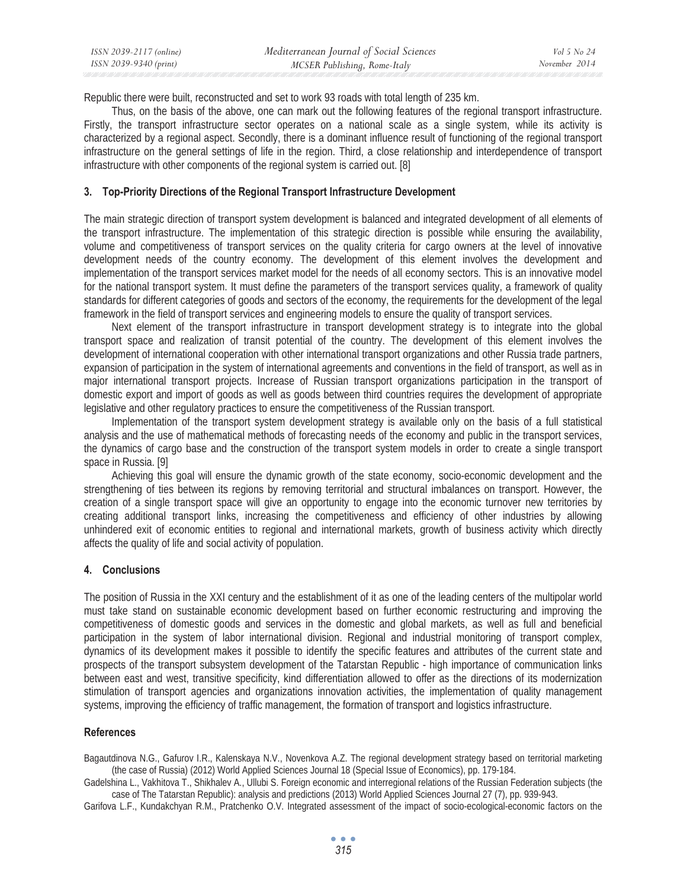Republic there were built, reconstructed and set to work 93 roads with total length of 235 km.

Thus, on the basis of the above, one can mark out the following features of the regional transport infrastructure. Firstly, the transport infrastructure sector operates on a national scale as a single system, while its activity is characterized by a regional aspect. Secondly, there is a dominant influence result of functioning of the regional transport infrastructure on the general settings of life in the region. Third, a close relationship and interdependence of transport infrastructure with other components of the regional system is carried out. [8]

## 3. Top-Priority Directions of the Regional Transport Infrastructure Development

The main strategic direction of transport system development is balanced and integrated development of all elements of the transport infrastructure. The implementation of this strategic direction is possible while ensuring the availability, volume and competitiveness of transport services on the quality criteria for cargo owners at the level of innovative development needs of the country economy. The development of this element involves the development and implementation of the transport services market model for the needs of all economy sectors. This is an innovative model for the national transport system. It must define the parameters of the transport services quality, a framework of quality standards for different categories of goods and sectors of the economy, the requirements for the development of the legal framework in the field of transport services and engineering models to ensure the quality of transport services.

Next element of the transport infrastructure in transport development strategy is to integrate into the global transport space and realization of transit potential of the country. The development of this element involves the development of international cooperation with other international transport organizations and other Russia trade partners, expansion of participation in the system of international agreements and conventions in the field of transport, as well as in major international transport projects. Increase of Russian transport organizations participation in the transport of domestic export and import of goods as well as goods between third countries requires the development of appropriate legislative and other regulatory practices to ensure the competitiveness of the Russian transport.

Implementation of the transport system development strategy is available only on the basis of a full statistical analysis and the use of mathematical methods of forecasting needs of the economy and public in the transport services, the dynamics of cargo base and the construction of the transport system models in order to create a single transport space in Russia. [9]

Achieving this goal will ensure the dynamic growth of the state economy, socio-economic development and the strengthening of ties between its regions by removing territorial and structural imbalances on transport. However, the creation of a single transport space will give an opportunity to engage into the economic turnover new territories by creating additional transport links, increasing the competitiveness and efficiency of other industries by allowing unhindered exit of economic entities to regional and international markets, growth of business activity which directly affects the quality of life and social activity of population.

## 4. Conclusions

The position of Russia in the XXI century and the establishment of it as one of the leading centers of the multipolar world must take stand on sustainable economic development based on further economic restructuring and improving the competitiveness of domestic goods and services in the domestic and global markets, as well as full and beneficial participation in the system of labor international division. Regional and industrial monitoring of transport complex, dynamics of its development makes it possible to identify the specific features and attributes of the current state and prospects of the transport subsystem development of the Tatarstan Republic - high importance of communication links between east and west, transitive specificity, kind differentiation allowed to offer as the directions of its modernization stimulation of transport agencies and organizations innovation activities, the implementation of quality management systems, improving the efficiency of traffic management, the formation of transport and logistics infrastructure.

## References

Bagautdinova N.G., Gafurov I.R., Kalenskaya N.V., Novenkova A.Z. The regional development strategy based on territorial marketing (the case of Russia) (2012) World Applied Sciences Journal 18 (Special Issue of Economics), pp. 179-184.

Gadelshina L., Vakhitova T., Shikhalev A., Ullubi S. Foreign economic and interregional relations of the Russian Federation subjects (the case of The Tatarstan Republic): analysis and predictions (2013) World Applied Sciences Journal 27 (7), pp. 939-943.

Garifova L.F., Kundakchyan R.M., Pratchenko O.V. Integrated assessment of the impact of socio-ecological-economic factors on the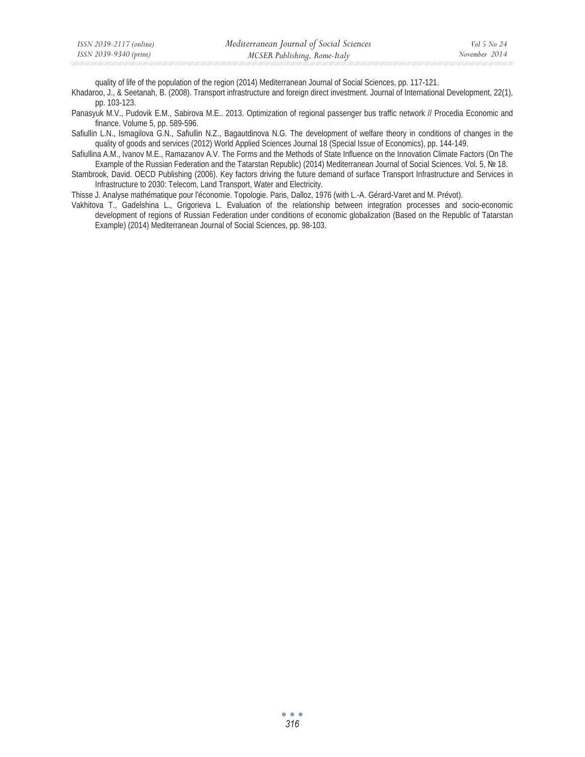quality of life of the population of the region (2014) Mediterranean Journal of Social Sciences, pp. 117-121.

Khadaroo, J., & Seetanah, B. (2008). Transport infrastructure and foreign direct investment. Journal of International Development, 22(1), pp. 103-123.

Panasyuk M.V., Pudovik E.M., Sabirova M.E.. 2013. Optimization of regional passenger bus traffic network // Procedia Economic and finance. Volume 5, pp. 589-596.

Safiullin L.N., Ismagilova G.N., Safiullin N.Z., Bagautdinova N.G. The development of welfare theory in conditions of changes in the quality of goods and services (2012) World Applied Sciences Journal 18 (Special Issue of Economics), pp. 144-149.

Safiullina A.M., Ivanov M.E., Ramazanov A.V. The Forms and the Methods of State Influence on the Innovation Climate Factors (On The Example of the Russian Federation and the Tatarstan Republic) (2014) Mediterranean Journal of Social Sciences. Vol. 5, № 18.

Stambrook, David. OECD Publishing (2006). Key factors driving the future demand of surface Transport Infrastructure and Services in Infrastructure to 2030: Telecom, Land Transport, Water and Electricity.

Thisse J. Analyse mathématique pour l'économie. Topologie. Paris, Dalloz, 1976 (with L.-A. Gérard-Varet and M. Prévot).

Vakhitova T., Gadelshina L., Grigorieva L. Evaluation of the relationship between integration processes and socio-economic development of regions of Russian Federation under conditions of economic globalization (Based on the Republic of Tatarstan Example) (2014) Mediterranean Journal of Social Sciences, pp. 98-103.